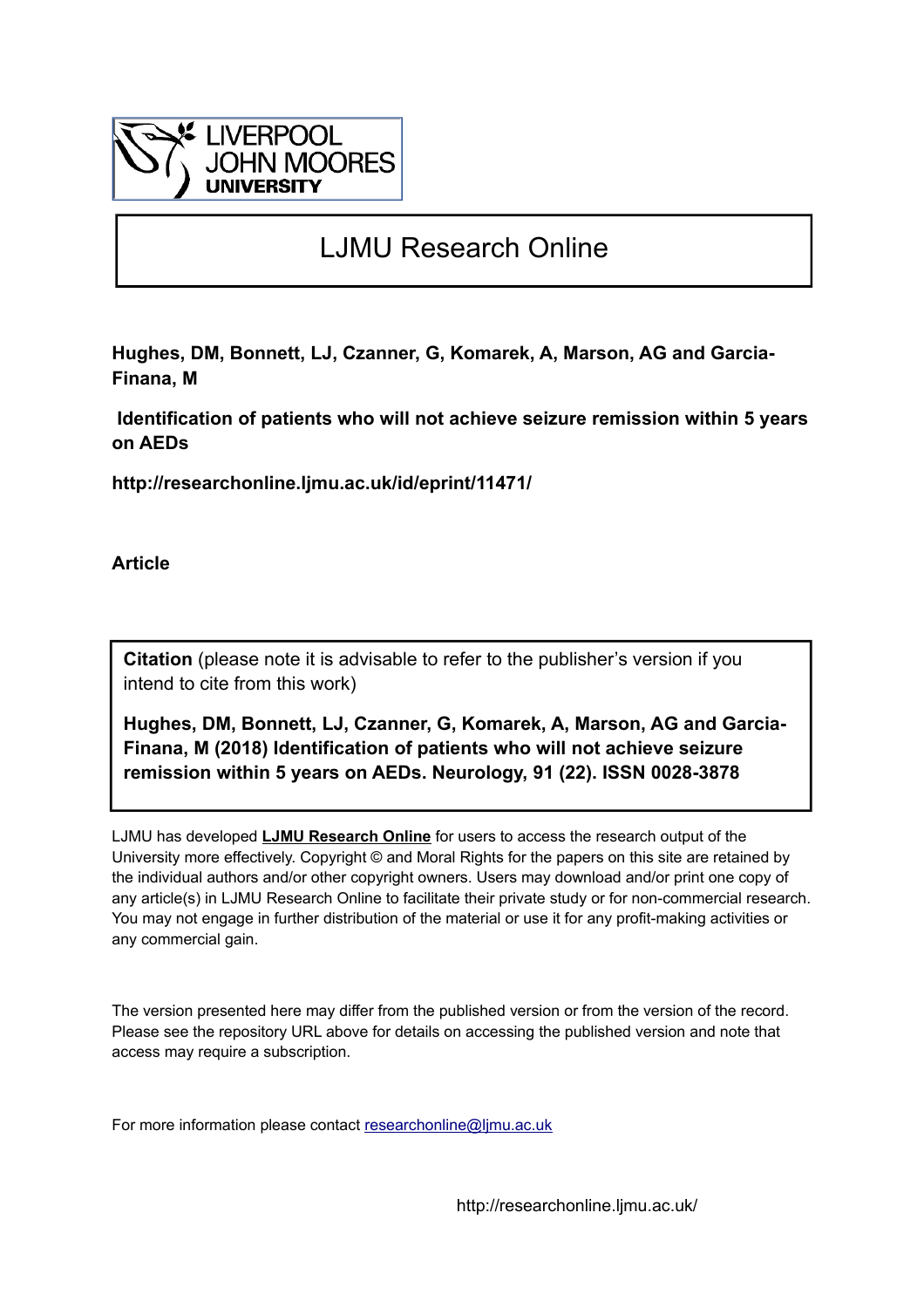LIVERPOOL
JOHN MOORES
UNIVERSITY

# LJMU Research Online

**Hughes, DM, Bonnett, LJ, Czanner, G, Komarek, A, Marson, AG and Garcia-Finana, M**

**Identification of patients who will not achieve seizure remission within 5 years on AEDs**

**http://researchonline.ljmu.ac.uk/id/eprint/11471/**

**Article**

**Citation** (please note it is advisable to refer to the publisher's version if you intend to cite from this work)

**Hughes, DM, Bonnett, LJ, Czanner, G, Komarek, A, Marson, AG and Garcia-Finana, M (2018) Identification of patients who will not achieve seizure remission within 5 years on AEDs. Neurology, 91 (22). ISSN 0028-3878**

LJMU has developed **LJMU Research Online** for users to access the research output of the University more effectively. Copyright © and Moral Rights for the papers on this site are retained by the individual authors and/or other copyright owners. Users may download and/or print one copy of any article(s) in LJMU Research Online to facilitate their private study or for non-commercial research. You may not engage in further distribution of the material or use it for any profit-making activities or any commercial gain.

The version presented here may differ from the published version or from the version of the record. Please see the repository URL above for details on accessing the published version and note that access may require a subscription.

For more information please contact researchonline@ljmu.ac.uk

http://researchonline.ljmu.ac.uk/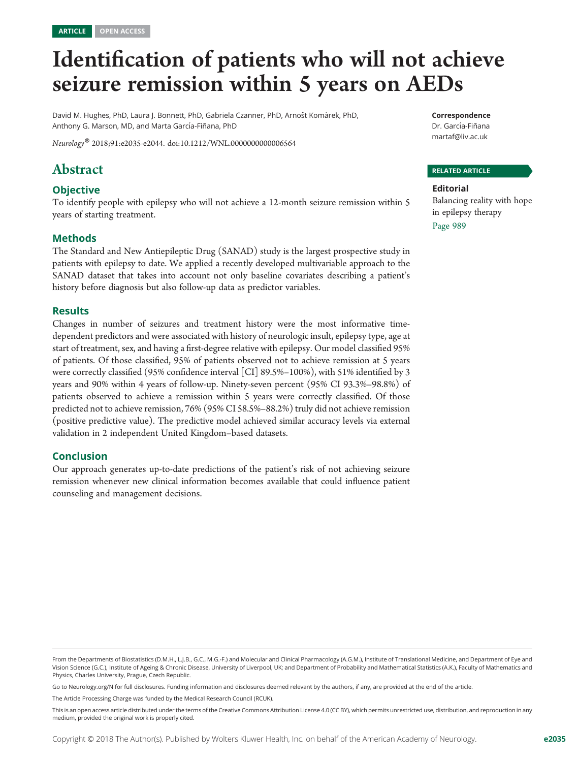ARTICLE OPEN ACCESS

# Identification of patients who will not achieve seizure remission within 5 years on AEDs

David M. Hughes, PhD, Laura J. Bonnett, PhD, Gabriela Czanner, PhD, Arnošt Komárek, PhD, Anthony G. Marson, MD, and Marta García-Fiñana, PhD

*Neurology*® 2018;91:e2035-e2044. doi:10.1212/WNL.0000000000006564

**Correspondence**
Dr. García-Fiñana
martaf@liv.ac.uk

**RELATED ARTICLE**

**Editorial**
Balancing reality with hope in epilepsy therapy
Page 989

## Abstract

### Objective

To identify people with epilepsy who will not achieve a 12-month seizure remission within 5 years of starting treatment.

### Methods

The Standard and New Antiepileptic Drug (SANAD) study is the largest prospective study in patients with epilepsy to date. We applied a recently developed multivariable approach to the SANAD dataset that takes into account not only baseline covariates describing a patient's history before diagnosis but also follow-up data as predictor variables.

### Results

Changes in number of seizures and treatment history were the most informative time-dependent predictors and were associated with history of neurologic insult, epilepsy type, age at start of treatment, sex, and having a first-degree relative with epilepsy. Our model classified 95% of patients. Of those classified, 95% of patients observed not to achieve remission at 5 years were correctly classified (95% confidence interval [CI] 89.5%–100%), with 51% identified by 3 years and 90% within 4 years of follow-up. Ninety-seven percent (95% CI 93.3%–98.8%) of patients observed to achieve a remission within 5 years were correctly classified. Of those predicted not to achieve remission, 76% (95% CI 58.5%–88.2%) truly did not achieve remission (positive predictive value). The predictive model achieved similar accuracy levels via external validation in 2 independent United Kingdom–based datasets.

### Conclusion

Our approach generates up-to-date predictions of the patient's risk of not achieving seizure remission whenever new clinical information becomes available that could influence patient counseling and management decisions.

From the Departments of Biostatistics (D.M.H., L.J.B., G.C., M.G.-F.) and Molecular and Clinical Pharmacology (A.G.M.), Institute of Translational Medicine, and Department of Eye and Vision Science (G.C.), Institute of Ageing & Chronic Disease, University of Liverpool, UK; and Department of Probability and Mathematical Statistics (A.K.), Faculty of Mathematics and Physics, Charles University, Prague, Czech Republic.

Go to Neurology.org/N for full disclosures. Funding information and disclosures deemed relevant by the authors, if any, are provided at the end of the article.

The Article Processing Charge was funded by the Medical Research Council (RCUK).

This is an open access article distributed under the terms of the Creative Commons Attribution License 4.0 (CC BY), which permits unrestricted use, distribution, and reproduction in any medium, provided the original work is properly cited.

Copyright © 2018 The Author(s). Published by Wolters Kluwer Health, Inc. on behalf of the American Academy of Neurology.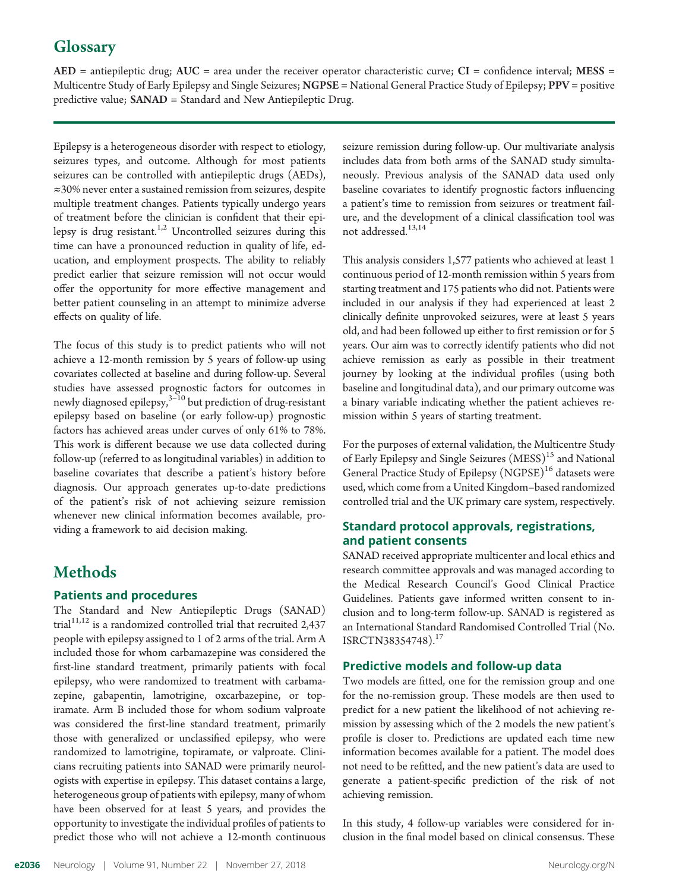## Glossary

**AED** = antiepileptic drug; **AUC** = area under the receiver operator characteristic curve; **CI** = confidence interval; **MESS** = Multicentre Study of Early Epilepsy and Single Seizures; **NGPSE** = National General Practice Study of Epilepsy; **PPV** = positive predictive value; **SANAD** = Standard and New Antiepileptic Drug.

Epilepsy is a heterogeneous disorder with respect to etiology, seizures types, and outcome. Although for most patients seizures can be controlled with antiepileptic drugs (AEDs), ≈30% never enter a sustained remission from seizures, despite multiple treatment changes. Patients typically undergo years of treatment before the clinician is confident that their epilepsy is drug resistant.[1,2] Uncontrolled seizures during this time can have a pronounced reduction in quality of life, education, and employment prospects. The ability to reliably predict earlier that seizure remission will not occur would offer the opportunity for more effective management and better patient counseling in an attempt to minimize adverse effects on quality of life.

The focus of this study is to predict patients who will not achieve a 12-month remission by 5 years of follow-up using covariates collected at baseline and during follow-up. Several studies have assessed prognostic factors for outcomes in newly diagnosed epilepsy,[3–10] but prediction of drug-resistant epilepsy based on baseline (or early follow-up) prognostic factors has achieved areas under curves of only 61% to 78%. This work is different because we use data collected during follow-up (referred to as longitudinal variables) in addition to baseline covariates that describe a patient's history before diagnosis. Our approach generates up-to-date predictions of the patient's risk of not achieving seizure remission whenever new clinical information becomes available, providing a framework to aid decision making.

# Methods

### Patients and procedures

The Standard and New Antiepileptic Drugs (SANAD) trial[11,12] is a randomized controlled trial that recruited 2,437 people with epilepsy assigned to 1 of 2 arms of the trial. Arm A included those for whom carbamazepine was considered the first-line standard treatment, primarily patients with focal epilepsy, who were randomized to treatment with carbamazepine, gabapentin, lamotrigine, oxcarbazepine, or topiramate. Arm B included those for whom sodium valproate was considered the first-line standard treatment, primarily those with generalized or unclassified epilepsy, who were randomized to lamotrigine, topiramate, or valproate. Clinicians recruiting patients into SANAD were primarily neurologists with expertise in epilepsy. This dataset contains a large, heterogeneous group of patients with epilepsy, many of whom have been observed for at least 5 years, and provides the opportunity to investigate the individual profiles of patients to predict those who will not achieve a 12-month continuous seizure remission during follow-up. Our multivariate analysis includes data from both arms of the SANAD study simultaneously. Previous analysis of the SANAD data used only baseline covariates to identify prognostic factors influencing a patient's time to remission from seizures or treatment failure, and the development of a clinical classification tool was not addressed.[13,14]

This analysis considers 1,577 patients who achieved at least 1 continuous period of 12-month remission within 5 years from starting treatment and 175 patients who did not. Patients were included in our analysis if they had experienced at least 2 clinically definite unprovoked seizures, were at least 5 years old, and had been followed up either to first remission or for 5 years. Our aim was to correctly identify patients who did not achieve remission as early as possible in their treatment journey by looking at the individual profiles (using both baseline and longitudinal data), and our primary outcome was a binary variable indicating whether the patient achieves remission within 5 years of starting treatment.

For the purposes of external validation, the Multicentre Study of Early Epilepsy and Single Seizures (MESS)[15] and National General Practice Study of Epilepsy (NGPSE)[16] datasets were used, which come from a United Kingdom–based randomized controlled trial and the UK primary care system, respectively.

### Standard protocol approvals, registrations, and patient consents

SANAD received appropriate multicenter and local ethics and research committee approvals and was managed according to the Medical Research Council's Good Clinical Practice Guidelines. Patients gave informed written consent to inclusion and to long-term follow-up. SANAD is registered as an International Standard Randomised Controlled Trial (No. ISRCTN38354748).[17]

### Predictive models and follow-up data

Two models are fitted, one for the remission group and one for the no-remission group. These models are then used to predict for a new patient the likelihood of not achieving remission by assessing which of the 2 models the new patient's profile is closer to. Predictions are updated each time new information becomes available for a patient. The model does not need to be refitted, and the new patient's data are used to generate a patient-specific prediction of the risk of not achieving remission.

In this study, 4 follow-up variables were considered for inclusion in the final model based on clinical consensus. These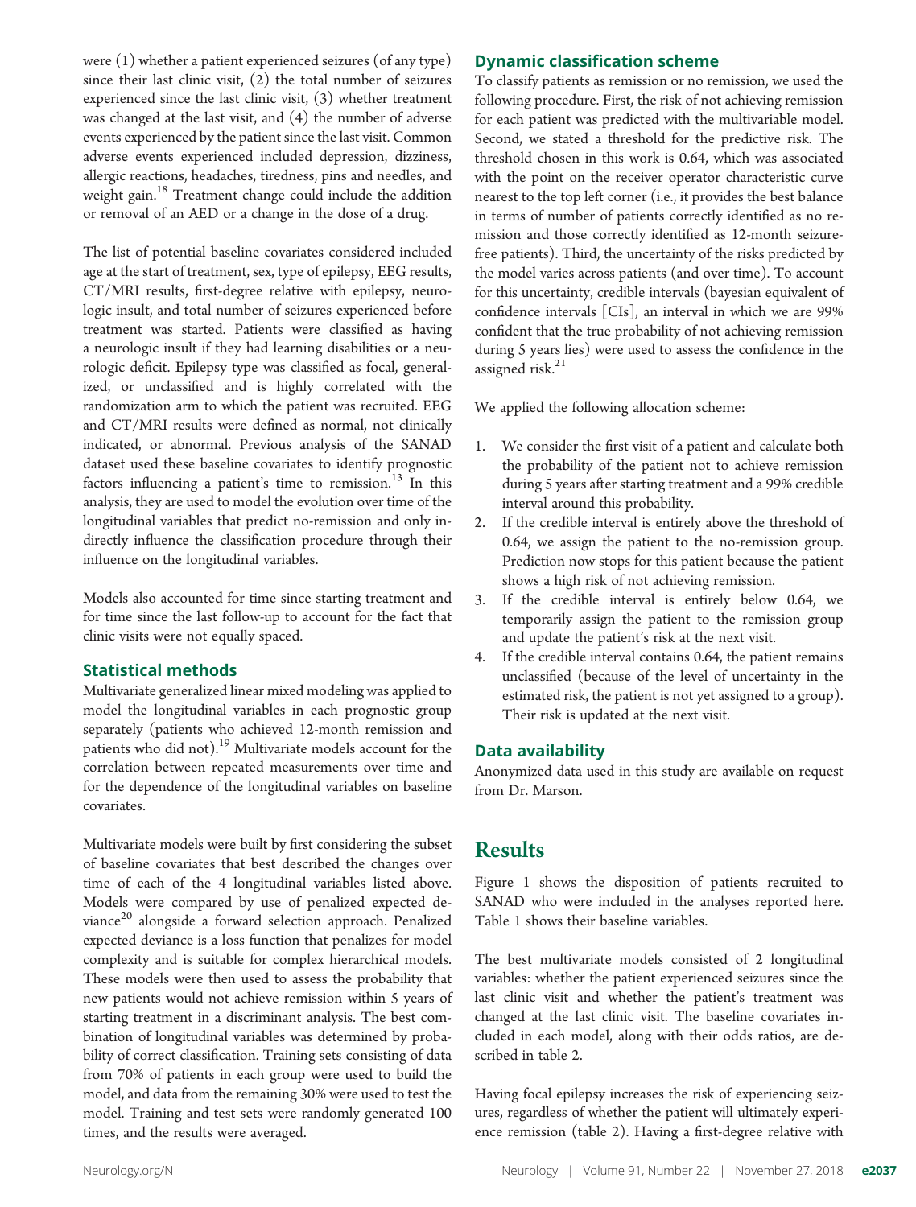were (1) whether a patient experienced seizures (of any type) since their last clinic visit, (2) the total number of seizures experienced since the last clinic visit, (3) whether treatment was changed at the last visit, and (4) the number of adverse events experienced by the patient since the last visit. Common adverse events experienced included depression, dizziness, allergic reactions, headaches, tiredness, pins and needles, and weight gain.[18] Treatment change could include the addition or removal of an AED or a change in the dose of a drug.

The list of potential baseline covariates considered included age at the start of treatment, sex, type of epilepsy, EEG results, CT/MRI results, first-degree relative with epilepsy, neurologic insult, and total number of seizures experienced before treatment was started. Patients were classified as having a neurologic insult if they had learning disabilities or a neurologic deficit. Epilepsy type was classified as focal, generalized, or unclassified and is highly correlated with the randomization arm to which the patient was recruited. EEG and CT/MRI results were defined as normal, not clinically indicated, or abnormal. Previous analysis of the SANAD dataset used these baseline covariates to identify prognostic factors influencing a patient's time to remission.[13] In this analysis, they are used to model the evolution over time of the longitudinal variables that predict no-remission and only indirectly influence the classification procedure through their influence on the longitudinal variables.

Models also accounted for time since starting treatment and for time since the last follow-up to account for the fact that clinic visits were not equally spaced.

### Statistical methods

Multivariate generalized linear mixed modeling was applied to model the longitudinal variables in each prognostic group separately (patients who achieved 12-month remission and patients who did not).[19] Multivariate models account for the correlation between repeated measurements over time and for the dependence of the longitudinal variables on baseline covariates.

Multivariate models were built by first considering the subset of baseline covariates that best described the changes over time of each of the 4 longitudinal variables listed above. Models were compared by use of penalized expected deviance[20] alongside a forward selection approach. Penalized expected deviance is a loss function that penalizes for model complexity and is suitable for complex hierarchical models. These models were then used to assess the probability that new patients would not achieve remission within 5 years of starting treatment in a discriminant analysis. The best combination of longitudinal variables was determined by probability of correct classification. Training sets consisting of data from 70% of patients in each group were used to build the model, and data from the remaining 30% were used to test the model. Training and test sets were randomly generated 100 times, and the results were averaged.

### Dynamic classification scheme

To classify patients as remission or no remission, we used the following procedure. First, the risk of not achieving remission for each patient was predicted with the multivariable model. Second, we stated a threshold for the predictive risk. The threshold chosen in this work is 0.64, which was associated with the point on the receiver operator characteristic curve nearest to the top left corner (i.e., it provides the best balance in terms of number of patients correctly identified as no remission and those correctly identified as 12-month seizure-free patients). Third, the uncertainty of the risks predicted by the model varies across patients (and over time). To account for this uncertainty, credible intervals (bayesian equivalent of confidence intervals [CIs], an interval in which we are 99% confident that the true probability of not achieving remission during 5 years lies) were used to assess the confidence in the assigned risk.[21]

We applied the following allocation scheme:

1. We consider the first visit of a patient and calculate both the probability of the patient not to achieve remission during 5 years after starting treatment and a 99% credible interval around this probability.
2. If the credible interval is entirely above the threshold of 0.64, we assign the patient to the no-remission group. Prediction now stops for this patient because the patient shows a high risk of not achieving remission.
3. If the credible interval is entirely below 0.64, we temporarily assign the patient to the remission group and update the patient's risk at the next visit.
4. If the credible interval contains 0.64, the patient remains unclassified (because of the level of uncertainty in the estimated risk, the patient is not yet assigned to a group). Their risk is updated at the next visit.

### Data availability

Anonymized data used in this study are available on request from Dr. Marson.

## Results

Figure 1 shows the disposition of patients recruited to SANAD who were included in the analyses reported here. Table 1 shows their baseline variables.

The best multivariate models consisted of 2 longitudinal variables: whether the patient experienced seizures since the last clinic visit and whether the patient's treatment was changed at the last clinic visit. The baseline covariates included in each model, along with their odds ratios, are described in table 2.

Having focal epilepsy increases the risk of experiencing seizures, regardless of whether the patient will ultimately experience remission (table 2). Having a first-degree relative with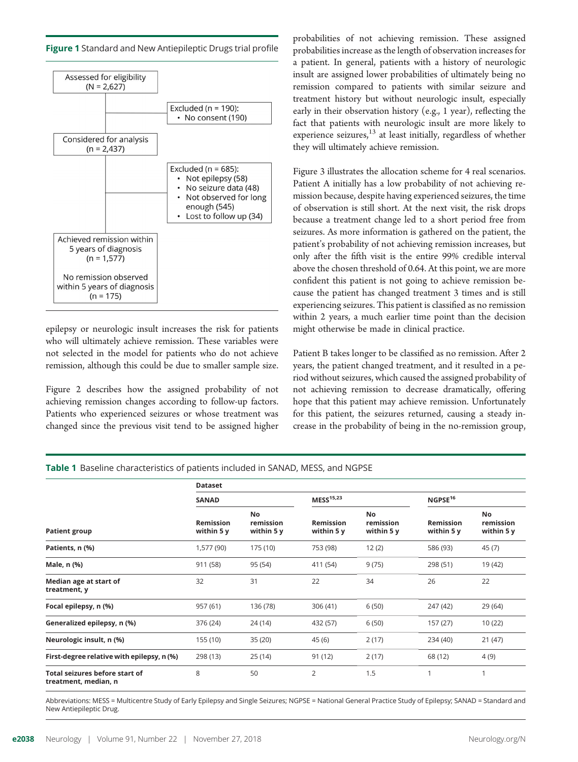**Figure 1** Standard and New Antiepileptic Drugs trial profile

Assessed for eligibility (N = 2,627)

Excluded (n = 190):
- No consent (190)

Considered for analysis (n = 2,437)

Excluded (n = 685):
- Not epilepsy (58)
- No seizure data (48)
- Not observed for long enough (545)
- Lost to follow up (34)

Achieved remission within 5 years of diagnosis (n = 1,577)

No remission observed within 5 years of diagnosis (n = 175)

epilepsy or neurologic insult increases the risk for patients who will ultimately achieve remission. These variables were not selected in the model for patients who do not achieve remission, although this could be due to smaller sample size.

Figure 2 describes how the assigned probability of not achieving remission changes according to follow-up factors. Patients who experienced seizures or whose treatment was changed since the previous visit tend to be assigned higher probabilities of not achieving remission. These assigned probabilities increase as the length of observation increases for a patient. In general, patients with a history of neurologic insult are assigned lower probabilities of ultimately being no remission compared to patients with similar seizure and treatment history but without neurologic insult, especially early in their observation history (e.g., 1 year), reflecting the fact that patients with neurologic insult are more likely to experience seizures,[13] at least initially, regardless of whether they will ultimately achieve remission.

Figure 3 illustrates the allocation scheme for 4 real scenarios. Patient A initially has a low probability of not achieving remission because, despite having experienced seizures, the time of observation is still short. At the next visit, the risk drops because a treatment change led to a short period free from seizures. As more information is gathered on the patient, the patient's probability of not achieving remission increases, but only after the fifth visit is the entire 99% credible interval above the chosen threshold of 0.64. At this point, we are more confident this patient is not going to achieve remission because the patient has changed treatment 3 times and is still experiencing seizures. This patient is classified as no remission within 2 years, a much earlier time point than the decision might otherwise be made in clinical practice.

Patient B takes longer to be classified as no remission. After 2 years, the patient changed treatment, and it resulted in a period without seizures, which caused the assigned probability of not achieving remission to decrease dramatically, offering hope that this patient may achieve remission. Unfortunately for this patient, the seizures returned, causing a steady increase in the probability of being in the no-remission group,

**Table 1** Baseline characteristics of patients included in SANAD, MESS, and NGPSE

| | Dataset | | | | | |
|---|---|---|---|---|---|---|
| | SANAD | | MESS[15,23] | | NGPSE[16] | |
| Patient group | Remission within 5 y | No remission within 5 y | Remission within 5 y | No remission within 5 y | Remission within 5 y | No remission within 5 y |
| **Patients, n (%)** | 1,577 (90) | 175 (10) | 753 (98) | 12 (2) | 586 (93) | 45 (7) |
| **Male, n (%)** | 911 (58) | 95 (54) | 411 (54) | 9 (75) | 298 (51) | 19 (42) |
| **Median age at start of treatment, y** | 32 | 31 | 22 | 34 | 26 | 22 |
| **Focal epilepsy, n (%)** | 957 (61) | 136 (78) | 306 (41) | 6 (50) | 247 (42) | 29 (64) |
| **Generalized epilepsy, n (%)** | 376 (24) | 24 (14) | 432 (57) | 6 (50) | 157 (27) | 10 (22) |
| **Neurologic insult, n (%)** | 155 (10) | 35 (20) | 45 (6) | 2 (17) | 234 (40) | 21 (47) |
| **First-degree relative with epilepsy, n (%)** | 298 (13) | 25 (14) | 91 (12) | 2 (17) | 68 (12) | 4 (9) |
| **Total seizures before start of treatment, median, n** | 8 | 50 | 2 | 1.5 | 1 | 1 |

Abbreviations: MESS = Multicentre Study of Early Epilepsy and Single Seizures; NGPSE = National General Practice Study of Epilepsy; SANAD = Standard and New Antiepileptic Drug.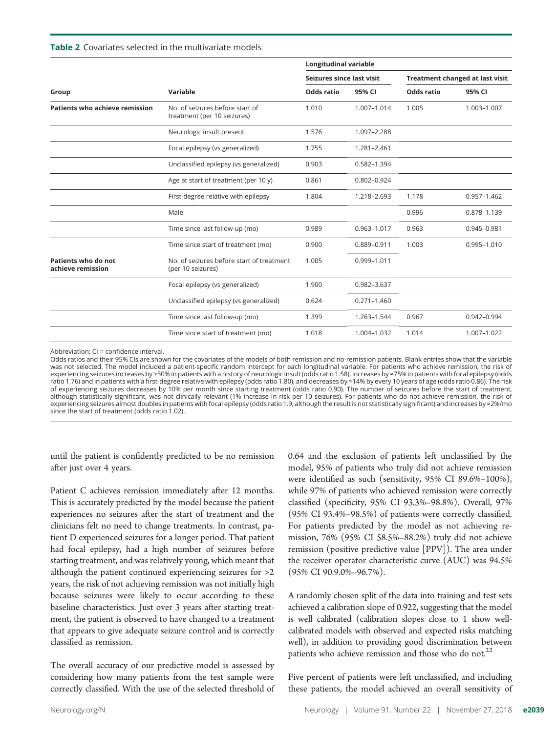**Table 2** Covariates selected in the multivariate models

| | | Longitudinal variable | | | |
|---|---|---|---|---|---|
| | | Seizures since last visit | | Treatment changed at last visit | |
| Group | Variable | Odds ratio | 95% CI | Odds ratio | 95% CI |
| **Patients who achieve remission** | No. of seizures before start of treatment (per 10 seizures) | 1.010 | 1.007–1.014 | 1.005 | 1.003–1.007 |
| | Neurologic insult present | 1.576 | 1.097–2.288 | | |
| | Focal epilepsy (vs generalized) | 1.755 | 1.281–2.461 | | |
| | Unclassified epilepsy (vs generalized) | 0.903 | 0.582–1.394 | | |
| | Age at start of treatment (per 10 y) | 0.861 | 0.802–0.924 | | |
| | First-degree relative with epilepsy | 1.804 | 1.218–2.693 | 1.178 | 0.957–1.462 |
| | Male | | | 0.996 | 0.878–1.139 |
| | Time since last follow-up (mo) | 0.989 | 0.963–1.017 | 0.963 | 0.945–0.981 |
| | Time since start of treatment (mo) | 0.900 | 0.889–0.911 | 1.003 | 0.995–1.010 |
| **Patients who do not achieve remission** | No. of seizures before start of treatment (per 10 seizures) | 1.005 | 0.999–1.011 | | |
| | Focal epilepsy (vs generalized) | 1.900 | 0.982–3.637 | | |
| | Unclassified epilepsy (vs generalized) | 0.624 | 0.271–1.460 | | |
| | Time since last follow-up (mo) | 1.399 | 1.263–1.544 | 0.967 | 0.942–0.994 |
| | Time since start of treatment (mo) | 1.018 | 1.004–1.032 | 1.014 | 1.007–1.022 |

Abbreviation: CI = confidence interval.

Odds ratios and their 95% CIs are shown for the covariates of the models of both remission and no-remission patients. Blank entries show that the variable was not selected. The model included a patient-specific random intercept for each longitudinal variable. For patients who achieve remission, the risk of experiencing seizures increases by >50% in patients with a history of neurologic insult (odds ratio 1.58), increases by ≈75% in patients with focal epilepsy (odds ratio 1.76) and in patients with a first-degree relative with epilepsy (odds ratio 1.80), and decreases by ≈14% by every 10 years of age (odds ratio 0.86). The risk of experiencing seizures decreases by 10% per month since starting treatment (odds ratio 0.90). The number of seizures before the start of treatment, although statistically significant, was not clinically relevant (1% increase in risk per 10 seizures). For patients who do not achieve remission, the risk of experiencing seizures almost doubles in patients with focal epilepsy (odds ratio 1.9, although the result is not statistically significant) and increases by ≈2%/mo since the start of treatment (odds ratio 1.02).

until the patient is confidently predicted to be no remission after just over 4 years.

Patient C achieves remission immediately after 12 months. This is accurately predicted by the model because the patient experiences no seizures after the start of treatment and the clinicians felt no need to change treatments. In contrast, patient D experienced seizures for a longer period. That patient had focal epilepsy, had a high number of seizures before starting treatment, and was relatively young, which meant that although the patient continued experiencing seizures for >2 years, the risk of not achieving remission was not initially high because seizures were likely to occur according to these baseline characteristics. Just over 3 years after starting treatment, the patient is observed to have changed to a treatment that appears to give adequate seizure control and is correctly classified as remission.

The overall accuracy of our predictive model is assessed by considering how many patients from the test sample were correctly classified. With the use of the selected threshold of 0.64 and the exclusion of patients left unclassified by the model, 95% of patients who truly did not achieve remission were identified as such (sensitivity, 95% CI 89.6%–100%), while 97% of patients who achieved remission were correctly classified (specificity, 95% CI 93.3%–98.8%). Overall, 97% (95% CI 93.4%–98.5%) of patients were correctly classified. For patients predicted by the model as not achieving remission, 76% (95% CI 58.5%–88.2%) truly did not achieve remission (positive predictive value [PPV]). The area under the receiver operator characteristic curve (AUC) was 94.5% (95% CI 90.9.0%–96.7%).

A randomly chosen split of the data into training and test sets achieved a calibration slope of 0.922, suggesting that the model is well calibrated (calibration slopes close to 1 show well-calibrated models with observed and expected risks matching well), in addition to providing good discrimination between patients who achieve remission and those who do not.[22]

Five percent of patients were left unclassified, and including these patients, the model achieved an overall sensitivity of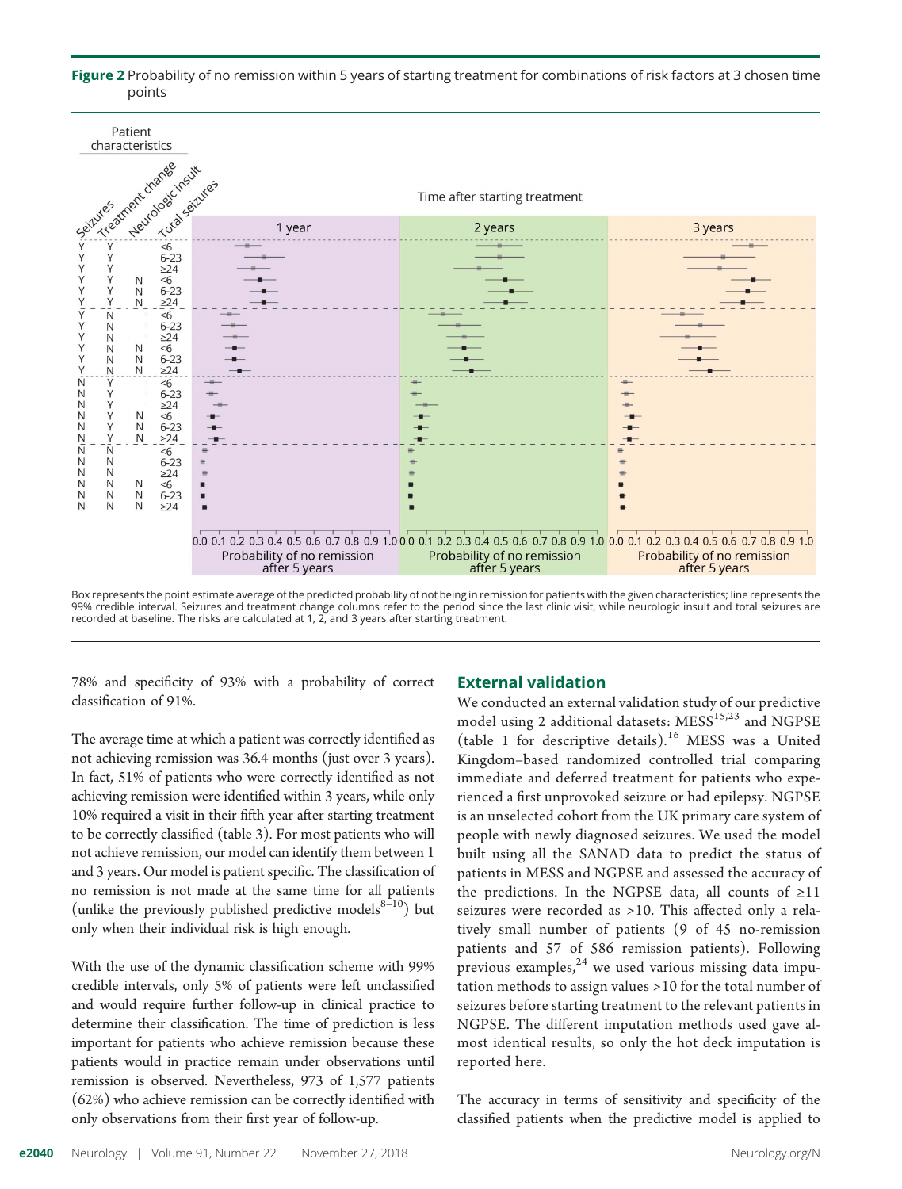**Figure 2** Probability of no remission within 5 years of starting treatment for combinations of risk factors at 3 chosen time points

Box represents the point estimate average of the predicted probability of not being in remission for patients with the given characteristics; line represents the 99% credible interval. Seizures and treatment change columns refer to the period since the last clinic visit, while neurologic insult and total seizures are recorded at baseline. The risks are calculated at 1, 2, and 3 years after starting treatment.

78% and specificity of 93% with a probability of correct classification of 91%.

The average time at which a patient was correctly identified as not achieving remission was 36.4 months (just over 3 years). In fact, 51% of patients who were correctly identified as not achieving remission were identified within 3 years, while only 10% required a visit in their fifth year after starting treatment to be correctly classified (table 3). For most patients who will not achieve remission, our model can identify them between 1 and 3 years. Our model is patient specific. The classification of no remission is not made at the same time for all patients (unlike the previously published predictive models[8–10]) but only when their individual risk is high enough.

With the use of the dynamic classification scheme with 99% credible intervals, only 5% of patients were left unclassified and would require further follow-up in clinical practice to determine their classification. The time of prediction is less important for patients who achieve remission because these patients would in practice remain under observations until remission is observed. Nevertheless, 973 of 1,577 patients (62%) who achieve remission can be correctly identified with only observations from their first year of follow-up.

## External validation

We conducted an external validation study of our predictive model using 2 additional datasets: MESS[15,23] and NGPSE (table 1 for descriptive details).[16] MESS was a United Kingdom–based randomized controlled trial comparing immediate and deferred treatment for patients who experienced a first unprovoked seizure or had epilepsy. NGPSE is an unselected cohort from the UK primary care system of people with newly diagnosed seizures. We used the model built using all the SANAD data to predict the status of patients in MESS and NGPSE and assessed the accuracy of the predictions. In the NGPSE data, all counts of ≥11 seizures were recorded as >10. This affected only a relatively small number of patients (9 of 45 no-remission patients and 57 of 586 remission patients). Following previous examples,[24] we used various missing data imputation methods to assign values >10 for the total number of seizures before starting treatment to the relevant patients in NGPSE. The different imputation methods used gave almost identical results, so only the hot deck imputation is reported here.

The accuracy in terms of sensitivity and specificity of the classified patients when the predictive model is applied to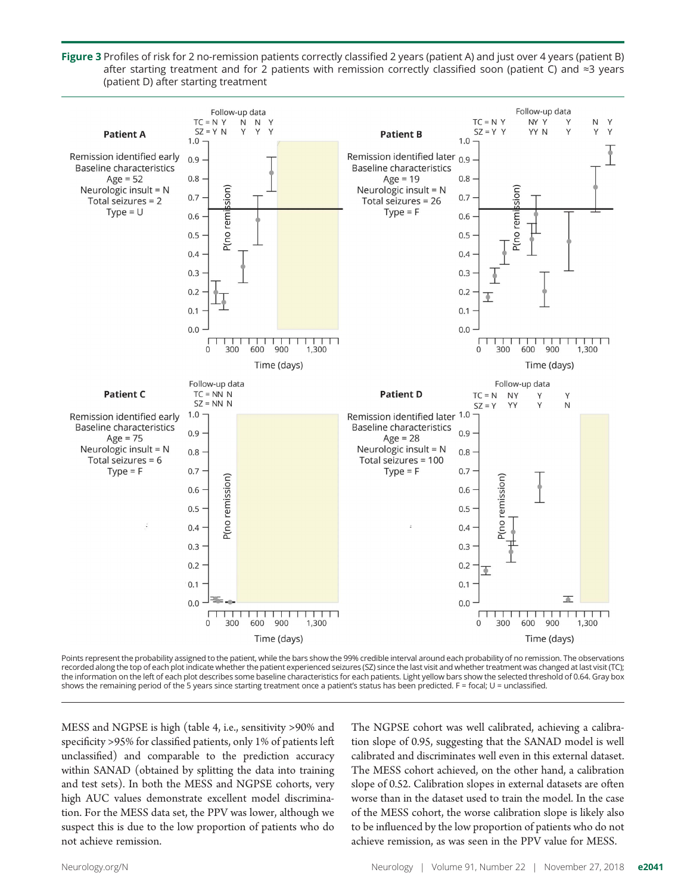**Figure 3** Profiles of risk for 2 no-remission patients correctly classified 2 years (patient A) and just over 4 years (patient B) after starting treatment and for 2 patients with remission correctly classified soon (patient C) and ≈3 years (patient D) after starting treatment

Points represent the probability assigned to the patient, while the bars show the 99% credible interval around each probability of no remission. The observations recorded along the top of each plot indicate whether the patient experienced seizures (SZ) since the last visit and whether treatment was changed at last visit (TC); the information on the left of each plot describes some baseline characteristics for each patients. Light yellow bars show the selected threshold of 0.64. Gray box shows the remaining period of the 5 years since starting treatment once a patient's status has been predicted. F = focal; U = unclassified.

MESS and NGPSE is high (table 4, i.e., sensitivity >90% and specificity >95% for classified patients, only 1% of patients left unclassified) and comparable to the prediction accuracy within SANAD (obtained by splitting the data into training and test sets). In both the MESS and NGPSE cohorts, very high AUC values demonstrate excellent model discrimination. For the MESS data set, the PPV was lower, although we suspect this is due to the low proportion of patients who do not achieve remission.

The NGPSE cohort was well calibrated, achieving a calibration slope of 0.95, suggesting that the SANAD model is well calibrated and discriminates well even in this external dataset. The MESS cohort achieved, on the other hand, a calibration slope of 0.52. Calibration slopes in external datasets are often worse than in the dataset used to train the model. In the case of the MESS cohort, the worse calibration slope is likely also to be influenced by the low proportion of patients who do not achieve remission, as was seen in the PPV value for MESS.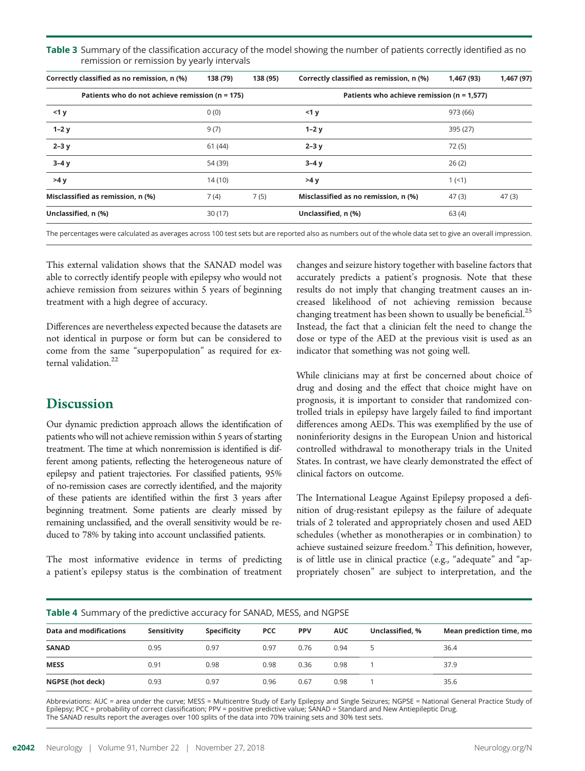**Table 3** Summary of the classification accuracy of the model showing the number of patients correctly identified as no remission or remission by yearly intervals

| Correctly classified as no remission, n (%) | 138 (79) | 138 (95) | Correctly classified as remission, n (%) | 1,467 (93) | 1,467 (97) |
|---|---|---|---|---|---|
| Patients who do not achieve remission (n = 175) | | | Patients who achieve remission (n = 1,577) | | |
| <1 y | 0 (0) | | <1 y | 973 (66) | |
| 1–2 y | 9 (7) | | 1–2 y | 395 (27) | |
| 2–3 y | 61 (44) | | 2–3 y | 72 (5) | |
| 3–4 y | 54 (39) | | 3–4 y | 26 (2) | |
| >4 y | 14 (10) | | >4 y | 1 (<1) | |
| Misclassified as remission, n (%) | 7 (4) | 7 (5) | Misclassified as no remission, n (%) | 47 (3) | 47 (3) |
| Unclassified, n (%) | 30 (17) | | Unclassified, n (%) | 63 (4) | |

The percentages were calculated as averages across 100 test sets but are reported also as numbers out of the whole data set to give an overall impression.

This external validation shows that the SANAD model was able to correctly identify people with epilepsy who would not achieve remission from seizures within 5 years of beginning treatment with a high degree of accuracy.

Differences are nevertheless expected because the datasets are not identical in purpose or form but can be considered to come from the same "superpopulation" as required for external validation.[22]

## Discussion

Our dynamic prediction approach allows the identification of patients who will not achieve remission within 5 years of starting treatment. The time at which nonremission is identified is different among patients, reflecting the heterogeneous nature of epilepsy and patient trajectories. For classified patients, 95% of no-remission cases are correctly identified, and the majority of these patients are identified within the first 3 years after beginning treatment. Some patients are clearly missed by remaining unclassified, and the overall sensitivity would be reduced to 78% by taking into account unclassified patients.

The most informative evidence in terms of predicting a patient's epilepsy status is the combination of treatment changes and seizure history together with baseline factors that accurately predicts a patient's prognosis. Note that these results do not imply that changing treatment causes an increased likelihood of not achieving remission because changing treatment has been shown to usually be beneficial.[25] Instead, the fact that a clinician felt the need to change the dose or type of the AED at the previous visit is used as an indicator that something was not going well.

While clinicians may at first be concerned about choice of drug and dosing and the effect that choice might have on prognosis, it is important to consider that randomized controlled trials in epilepsy have largely failed to find important differences among AEDs. This was exemplified by the use of noninferiority designs in the European Union and historical controlled withdrawal to monotherapy trials in the United States. In contrast, we have clearly demonstrated the effect of clinical factors on outcome.

The International League Against Epilepsy proposed a definition of drug-resistant epilepsy as the failure of adequate trials of 2 tolerated and appropriately chosen and used AED schedules (whether as monotherapies or in combination) to achieve sustained seizure freedom.[2] This definition, however, is of little use in clinical practice (e.g., "adequate" and "appropriately chosen" are subject to interpretation, and the

**Table 4** Summary of the predictive accuracy for SANAD, MESS, and NGPSE

| Data and modifications | Sensitivity | Specificity | PCC | PPV | AUC | Unclassified, % | Mean prediction time, mo |
|---|---|---|---|---|---|---|---|
| SANAD | 0.95 | 0.97 | 0.97 | 0.76 | 0.94 | 5 | 36.4 |
| MESS | 0.91 | 0.98 | 0.98 | 0.36 | 0.98 | 1 | 37.9 |
| NGPSE (hot deck) | 0.93 | 0.97 | 0.96 | 0.67 | 0.98 | 1 | 35.6 |

Abbreviations: AUC = area under the curve; MESS = Multicentre Study of Early Epilepsy and Single Seizures; NGPSE = National General Practice Study of Epilepsy; PCC = probability of correct classification; PPV = positive predictive value; SANAD = Standard and New Antiepileptic Drug.
The SANAD results report the averages over 100 splits of the data into 70% training sets and 30% test sets.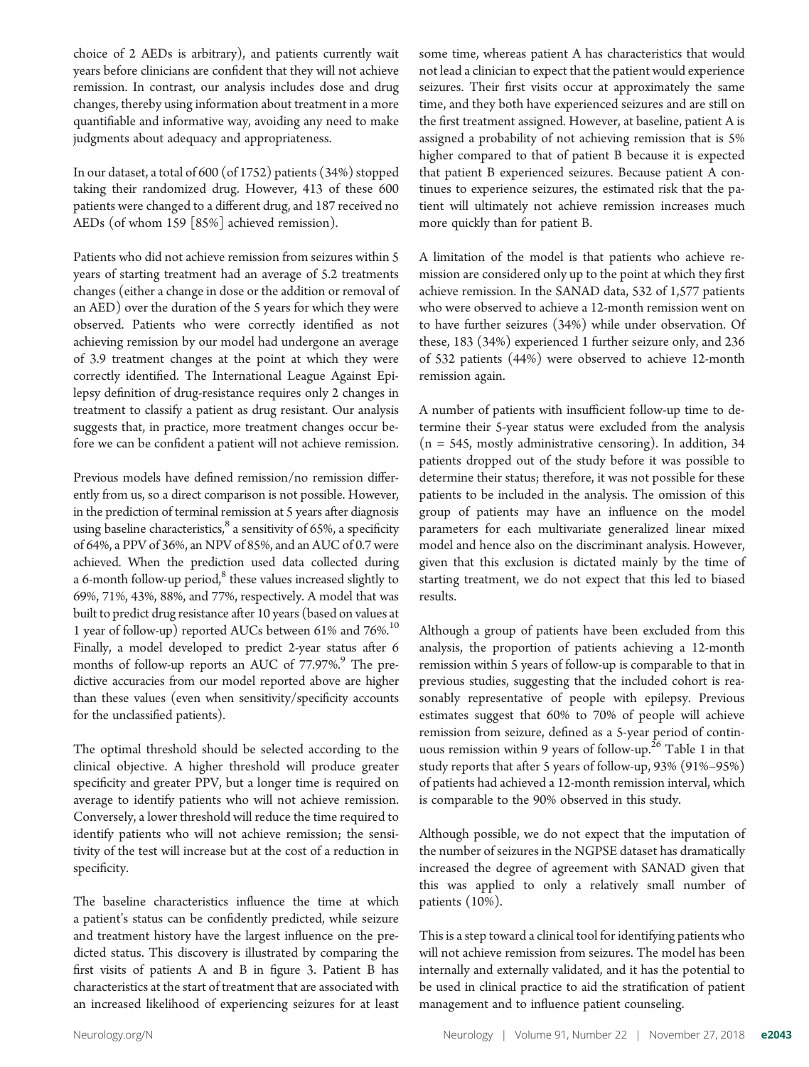choice of 2 AEDs is arbitrary), and patients currently wait years before clinicians are confident that they will not achieve remission. In contrast, our analysis includes dose and drug changes, thereby using information about treatment in a more quantifiable and informative way, avoiding any need to make judgments about adequacy and appropriateness.

In our dataset, a total of 600 (of 1752) patients (34%) stopped taking their randomized drug. However, 413 of these 600 patients were changed to a different drug, and 187 received no AEDs (of whom 159 [85%] achieved remission).

Patients who did not achieve remission from seizures within 5 years of starting treatment had an average of 5.2 treatments changes (either a change in dose or the addition or removal of an AED) over the duration of the 5 years for which they were observed. Patients who were correctly identified as not achieving remission by our model had undergone an average of 3.9 treatment changes at the point at which they were correctly identified. The International League Against Epilepsy definition of drug-resistance requires only 2 changes in treatment to classify a patient as drug resistant. Our analysis suggests that, in practice, more treatment changes occur before we can be confident a patient will not achieve remission.

Previous models have defined remission/no remission differently from us, so a direct comparison is not possible. However, in the prediction of terminal remission at 5 years after diagnosis using baseline characteristics,[8] a sensitivity of 65%, a specificity of 64%, a PPV of 36%, an NPV of 85%, and an AUC of 0.7 were achieved. When the prediction used data collected during a 6-month follow-up period,[8] these values increased slightly to 69%, 71%, 43%, 88%, and 77%, respectively. A model that was built to predict drug resistance after 10 years (based on values at 1 year of follow-up) reported AUCs between 61% and 76%.[10] Finally, a model developed to predict 2-year status after 6 months of follow-up reports an AUC of 77.97%.[9] The predictive accuracies from our model reported above are higher than these values (even when sensitivity/specificity accounts for the unclassified patients).

The optimal threshold should be selected according to the clinical objective. A higher threshold will produce greater specificity and greater PPV, but a longer time is required on average to identify patients who will not achieve remission. Conversely, a lower threshold will reduce the time required to identify patients who will not achieve remission; the sensitivity of the test will increase but at the cost of a reduction in specificity.

The baseline characteristics influence the time at which a patient's status can be confidently predicted, while seizure and treatment history have the largest influence on the predicted status. This discovery is illustrated by comparing the first visits of patients A and B in figure 3. Patient B has characteristics at the start of treatment that are associated with an increased likelihood of experiencing seizures for at least some time, whereas patient A has characteristics that would not lead a clinician to expect that the patient would experience seizures. Their first visits occur at approximately the same time, and they both have experienced seizures and are still on the first treatment assigned. However, at baseline, patient A is assigned a probability of not achieving remission that is 5% higher compared to that of patient B because it is expected that patient B experienced seizures. Because patient A continues to experience seizures, the estimated risk that the patient will ultimately not achieve remission increases much more quickly than for patient B.

A limitation of the model is that patients who achieve remission are considered only up to the point at which they first achieve remission. In the SANAD data, 532 of 1,577 patients who were observed to achieve a 12-month remission went on to have further seizures (34%) while under observation. Of these, 183 (34%) experienced 1 further seizure only, and 236 of 532 patients (44%) were observed to achieve 12-month remission again.

A number of patients with insufficient follow-up time to determine their 5-year status were excluded from the analysis (n = 545, mostly administrative censoring). In addition, 34 patients dropped out of the study before it was possible to determine their status; therefore, it was not possible for these patients to be included in the analysis. The omission of this group of patients may have an influence on the model parameters for each multivariate generalized linear mixed model and hence also on the discriminant analysis. However, given that this exclusion is dictated mainly by the time of starting treatment, we do not expect that this led to biased results.

Although a group of patients have been excluded from this analysis, the proportion of patients achieving a 12-month remission within 5 years of follow-up is comparable to that in previous studies, suggesting that the included cohort is reasonably representative of people with epilepsy. Previous estimates suggest that 60% to 70% of people will achieve remission from seizure, defined as a 5-year period of continuous remission within 9 years of follow-up.[26] Table 1 in that study reports that after 5 years of follow-up, 93% (91%–95%) of patients had achieved a 12-month remission interval, which is comparable to the 90% observed in this study.

Although possible, we do not expect that the imputation of the number of seizures in the NGPSE dataset has dramatically increased the degree of agreement with SANAD given that this was applied to only a relatively small number of patients (10%).

This is a step toward a clinical tool for identifying patients who will not achieve remission from seizures. The model has been internally and externally validated, and it has the potential to be used in clinical practice to aid the stratification of patient management and to influence patient counseling.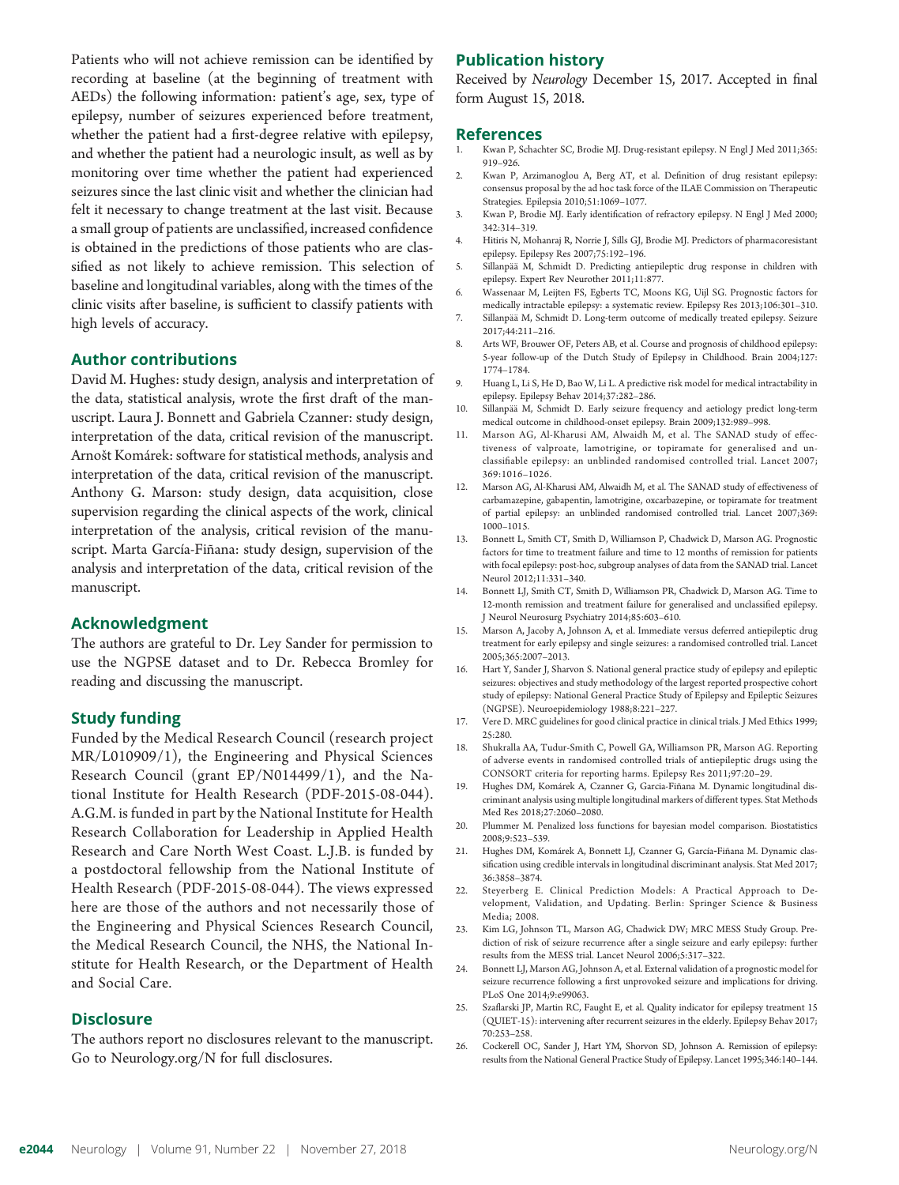Patients who will not achieve remission can be identified by recording at baseline (at the beginning of treatment with AEDs) the following information: patient's age, sex, type of epilepsy, number of seizures experienced before treatment, whether the patient had a first-degree relative with epilepsy, and whether the patient had a neurologic insult, as well as by monitoring over time whether the patient had experienced seizures since the last clinic visit and whether the clinician had felt it necessary to change treatment at the last visit. Because a small group of patients are unclassified, increased confidence is obtained in the predictions of those patients who are classified as not likely to achieve remission. This selection of baseline and longitudinal variables, along with the times of the clinic visits after baseline, is sufficient to classify patients with high levels of accuracy.

## Author contributions

David M. Hughes: study design, analysis and interpretation of the data, statistical analysis, wrote the first draft of the manuscript. Laura J. Bonnett and Gabriela Czanner: study design, interpretation of the data, critical revision of the manuscript. Arnošt Komárek: software for statistical methods, analysis and interpretation of the data, critical revision of the manuscript. Anthony G. Marson: study design, data acquisition, close supervision regarding the clinical aspects of the work, clinical interpretation of the analysis, critical revision of the manuscript. Marta García-Fiñana: study design, supervision of the analysis and interpretation of the data, critical revision of the manuscript.

## Acknowledgment

The authors are grateful to Dr. Ley Sander for permission to use the NGPSE dataset and to Dr. Rebecca Bromley for reading and discussing the manuscript.

## Study funding

Funded by the Medical Research Council (research project MR/L010909/1), the Engineering and Physical Sciences Research Council (grant EP/N014499/1), and the National Institute for Health Research (PDF-2015-08-044). A.G.M. is funded in part by the National Institute for Health Research Collaboration for Leadership in Applied Health Research and Care North West Coast. L.J.B. is funded by a postdoctoral fellowship from the National Institute of Health Research (PDF-2015-08-044). The views expressed here are those of the authors and not necessarily those of the Engineering and Physical Sciences Research Council, the Medical Research Council, the NHS, the National Institute for Health Research, or the Department of Health and Social Care.

## Disclosure

The authors report no disclosures relevant to the manuscript. Go to Neurology.org/N for full disclosures.

## Publication history

Received by *Neurology* December 15, 2017. Accepted in final form August 15, 2018.

## References

1. Kwan P, Schachter SC, Brodie MJ. Drug-resistant epilepsy. N Engl J Med 2011;365: 919–926.
2. Kwan P, Arzimanoglou A, Berg AT, et al. Definition of drug resistant epilepsy: consensus proposal by the ad hoc task force of the ILAE Commission on Therapeutic Strategies. Epilepsia 2010;51:1069–1077.
3. Kwan P, Brodie MJ. Early identification of refractory epilepsy. N Engl J Med 2000; 342:314–319.
4. Hitiris N, Mohanraj R, Norrie J, Sills GJ, Brodie MJ. Predictors of pharmacoresistant epilepsy. Epilepsy Res 2007;75:192–196.
5. Sillanpää M, Schmidt D. Predicting antiepileptic drug response in children with epilepsy. Expert Rev Neurother 2011;11:877.
6. Wassenaar M, Leijten FS, Egberts TC, Moons KG, Uijl SG. Prognostic factors for medically intractable epilepsy: a systematic review. Epilepsy Res 2013;106:301–310.
7. Sillanpää M, Schmidt D. Long-term outcome of medically treated epilepsy. Seizure 2017;44:211–216.
8. Arts WF, Brouwer OF, Peters AB, et al. Course and prognosis of childhood epilepsy: 5-year follow-up of the Dutch Study of Epilepsy in Childhood. Brain 2004;127: 1774–1784.
9. Huang L, Li S, He D, Bao W, Li L. A predictive risk model for medical intractability in epilepsy. Epilepsy Behav 2014;37:282–286.
10. Sillanpää M, Schmidt D. Early seizure frequency and aetiology predict long-term medical outcome in childhood-onset epilepsy. Brain 2009;132:989–998.
11. Marson AG, Al-Kharusi AM, Alwaidh M, et al. The SANAD study of effectiveness of valproate, lamotrigine, or topiramate for generalised and unclassifiable epilepsy: an unblinded randomised controlled trial. Lancet 2007; 369:1016–1026.
12. Marson AG, Al-Kharusi AM, Alwaidh M, et al. The SANAD study of effectiveness of carbamazepine, gabapentin, lamotrigine, oxcarbazepine, or topiramate for treatment of partial epilepsy: an unblinded randomised controlled trial. Lancet 2007;369: 1000–1015.
13. Bonnett L, Smith CT, Smith D, Williamson P, Chadwick D, Marson AG. Prognostic factors for time to treatment failure and time to 12 months of remission for patients with focal epilepsy: post-hoc, subgroup analyses of data from the SANAD trial. Lancet Neurol 2012;11:331–340.
14. Bonnett LJ, Smith CT, Smith D, Williamson PR, Chadwick D, Marson AG. Time to 12-month remission and treatment failure for generalised and unclassified epilepsy. J Neurol Neurosurg Psychiatry 2014;85:603–610.
15. Marson A, Jacoby A, Johnson A, et al. Immediate versus deferred antiepileptic drug treatment for early epilepsy and single seizures: a randomised controlled trial. Lancet 2005;365:2007–2013.
16. Hart Y, Sander J, Sharvon S. National general practice study of epilepsy and epileptic seizures: objectives and study methodology of the largest reported prospective cohort study of epilepsy: National General Practice Study of Epilepsy and Epileptic Seizures (NGPSE). Neuroepidemiology 1988;8:221–227.
17. Vere D. MRC guidelines for good clinical practice in clinical trials. J Med Ethics 1999; 25:280.
18. Shukralla AA, Tudur-Smith C, Powell GA, Williamson PR, Marson AG. Reporting of adverse events in randomised controlled trials of antiepileptic drugs using the CONSORT criteria for reporting harms. Epilepsy Res 2011;97:20–29.
19. Hughes DM, Komárek A, Czanner G, Garcia-Fiñana M. Dynamic longitudinal discriminant analysis using multiple longitudinal markers of different types. Stat Methods Med Res 2018;27:2060–2080.
20. Plummer M. Penalized loss functions for bayesian model comparison. Biostatistics 2008;9:523–539.
21. Hughes DM, Komárek A, Bonnett LJ, Czanner G, García-Fiñana M. Dynamic classification using credible intervals in longitudinal discriminant analysis. Stat Med 2017; 36:3858–3874.
22. Steyerberg E. Clinical Prediction Models: A Practical Approach to Development, Validation, and Updating. Berlin: Springer Science & Business Media; 2008.
23. Kim LG, Johnson TL, Marson AG, Chadwick DW; MRC MESS Study Group. Prediction of risk of seizure recurrence after a single seizure and early epilepsy: further results from the MESS trial. Lancet Neurol 2006;5:317–322.
24. Bonnett LJ, Marson AG, Johnson A, et al. External validation of a prognostic model for seizure recurrence following a first unprovoked seizure and implications for driving. PLoS One 2014;9:e99063.
25. Szaflarski JP, Martin RC, Faught E, et al. Quality indicator for epilepsy treatment 15 (QUIET-15): intervening after recurrent seizures in the elderly. Epilepsy Behav 2017; 70:253–258.
26. Cockerell OC, Sander J, Hart YM, Shorvon SD, Johnson A. Remission of epilepsy: results from the National General Practice Study of Epilepsy. Lancet 1995;346:140–144.